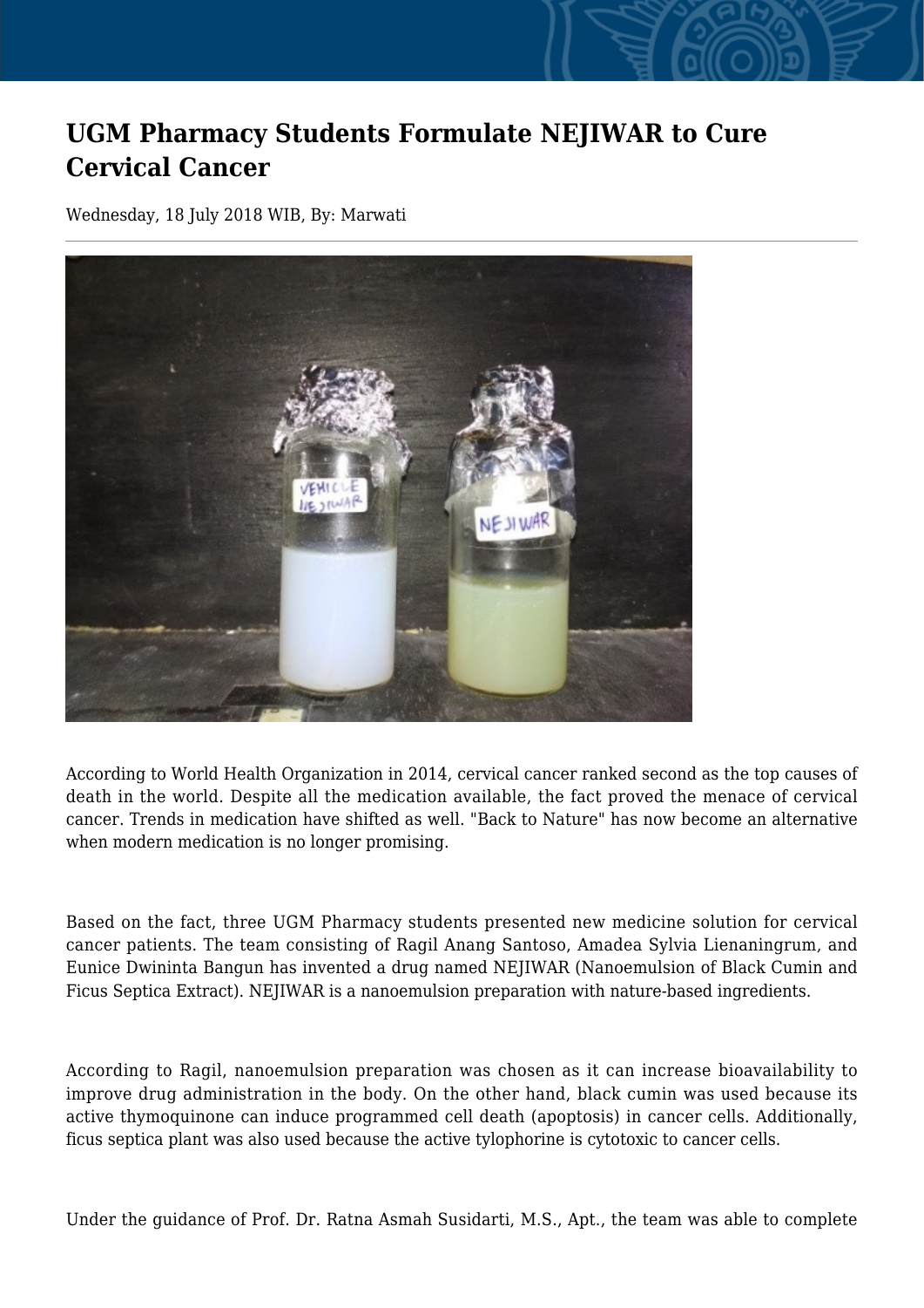# UGM Pharmacy Students Formulate NEJIWAR to Cure Cervical Cancer

Wednesday, 18 July 2018 WIB, By: Marwati

According to World Health Organization in 2014, cervical cancer ranked second as the top causes of death in the world. Despite all the medication available, the fact proved the menace of cervical cancer. Trends in medication have shifted as well. "Back to Nature" has now become an alternative when modern medication is no longer promising.

Based on the fact, three UGM Pharmacy students presented new medicine solution for cervical cancer patients. The team consisting of Ragil Anang Santoso, Amadea Sylvia Lienaningrum, and Eunice Dwininta Bangun has invented a drug named NEJIWAR (Nanoemulsion of Black Cumin and Ficus Septica Extract). NEJIWAR is a nanoemulsion preparation with nature-based ingredients.

According to Ragil, nanoemulsion preparation was chosen as it can increase bioavailability to improve drug administration in the body. On the other hand, black cumin was used because its active thymoquinone can induce programmed cell death (apoptosis) in cancer cells. Additionally, ficus septica plant was also used because the active tylophorine is cytotoxic to cancer cells.

Under the guidance of Prof. Dr. Ratna Asmah Susidarti, M.S., Apt., the team was able to complete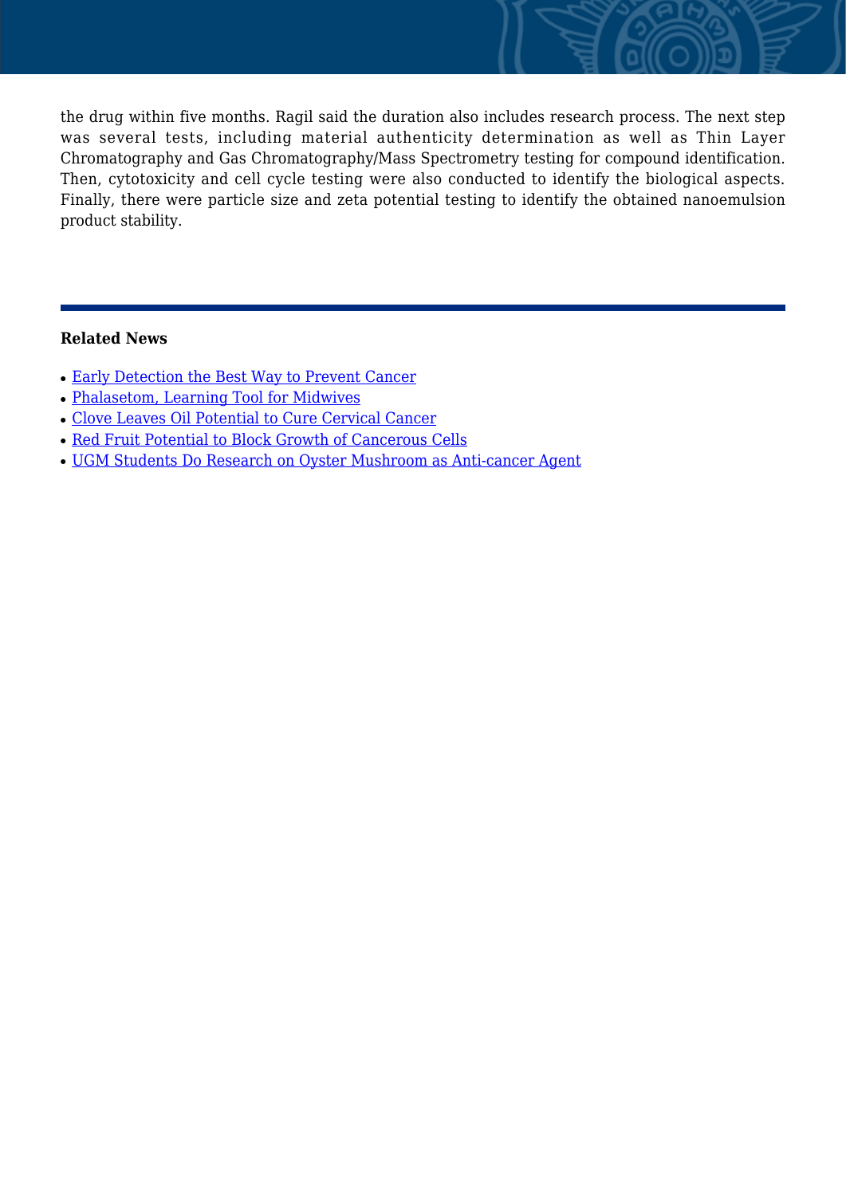the drug within five months. Ragil said the duration also includes research process. The next step was several tests, including material authenticity determination as well as Thin Layer Chromatography and Gas Chromatography/Mass Spectrometry testing for compound identification. Then, cytotoxicity and cell cycle testing were also conducted to identify the biological aspects. Finally, there were particle size and zeta potential testing to identify the obtained nanoemulsion product stability.

---

**Related News**

- Early Detection the Best Way to Prevent Cancer
- Phalasetom, Learning Tool for Midwives
- Clove Leaves Oil Potential to Cure Cervical Cancer
- Red Fruit Potential to Block Growth of Cancerous Cells
- UGM Students Do Research on Oyster Mushroom as Anti-cancer Agent